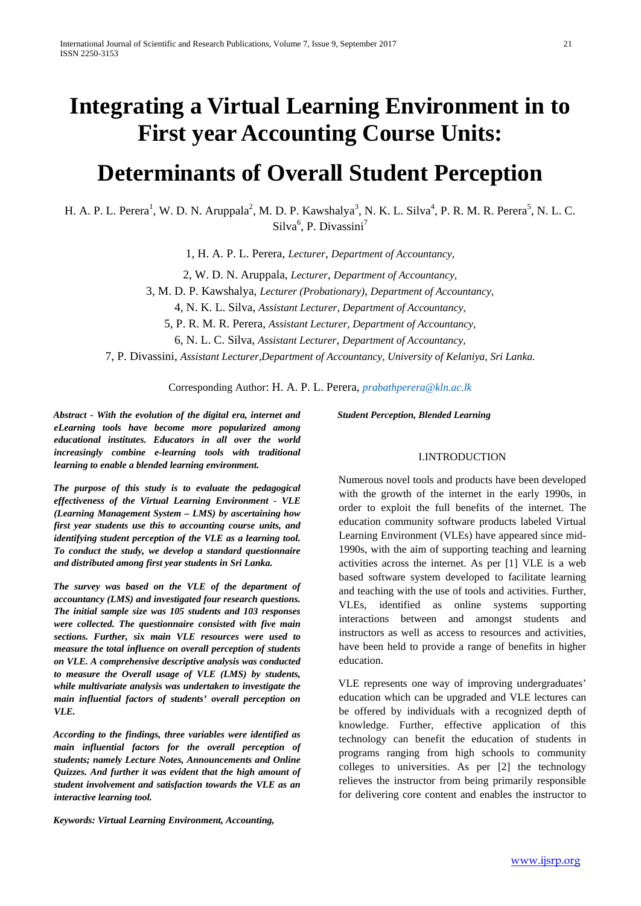# Integrating a Virtual Learning Environment in to First year Accounting Course Units:

# Determinants of Overall Student Perception

H. A. P. L. Perera[1], W. D. N. Aruppala[2], M. D. P. Kawshalya[3], N. K. L. Silva[4], P. R. M. R. Perera[5], N. L. C. Silva[6], P. Divassini[7]

1, H. A. P. L. Perera, *Lecturer*, *Department of Accountancy,*

2, W. D. N. Aruppala, *Lecturer*, *Department of Accountancy,*

3, M. D. P. Kawshalya, *Lecturer (Probationary)*, *Department of Accountancy,*

4, N. K. L. Silva, *Assistant Lecturer, Department of Accountancy,*

5, P. R. M. R. Perera, *Assistant Lecturer, Department of Accountancy,*

6, N. L. C. Silva, *Assistant Lecturer*, *Department of Accountancy,*

7, P. Divassini, *Assistant Lecturer,Department of Accountancy, University of Kelaniya, Sri Lanka.*

Corresponding Author: H. A. P. L. Perera, *prabathperera@kln.ac.lk*

***Abstract - With the evolution of the digital era, internet and eLearning tools have become more popularized among educational institutes. Educators in all over the world increasingly combine e-learning tools with traditional learning to enable a blended learning environment.***

***The purpose of this study is to evaluate the pedagogical effectiveness of the Virtual Learning Environment - VLE (Learning Management System – LMS) by ascertaining how first year students use this to accounting course units, and identifying student perception of the VLE as a learning tool. To conduct the study, we develop a standard questionnaire and distributed among first year students in Sri Lanka.***

***The survey was based on the VLE of the department of accountancy (LMS) and investigated four research questions. The initial sample size was 105 students and 103 responses were collected. The questionnaire consisted with five main sections. Further, six main VLE resources were used to measure the total influence on overall perception of students on VLE. A comprehensive descriptive analysis was conducted to measure the Overall usage of VLE (LMS) by students, while multivariate analysis was undertaken to investigate the main influential factors of students' overall perception on VLE.***

***According to the findings, three variables were identified as main influential factors for the overall perception of students; namely Lecture Notes, Announcements and Online Quizzes. And further it was evident that the high amount of student involvement and satisfaction towards the VLE as an interactive learning tool.***

***Keywords: Virtual Learning Environment, Accounting, Student Perception, Blended Learning***

## I.INTRODUCTION

Numerous novel tools and products have been developed with the growth of the internet in the early 1990s, in order to exploit the full benefits of the internet. The education community software products labeled Virtual Learning Environment (VLEs) have appeared since mid-1990s, with the aim of supporting teaching and learning activities across the internet. As per [1] VLE is a web based software system developed to facilitate learning and teaching with the use of tools and activities. Further, VLEs, identified as online systems supporting interactions between and amongst students and instructors as well as access to resources and activities, have been held to provide a range of benefits in higher education.

VLE represents one way of improving undergraduates' education which can be upgraded and VLE lectures can be offered by individuals with a recognized depth of knowledge. Further, effective application of this technology can benefit the education of students in programs ranging from high schools to community colleges to universities. As per [2] the technology relieves the instructor from being primarily responsible for delivering core content and enables the instructor to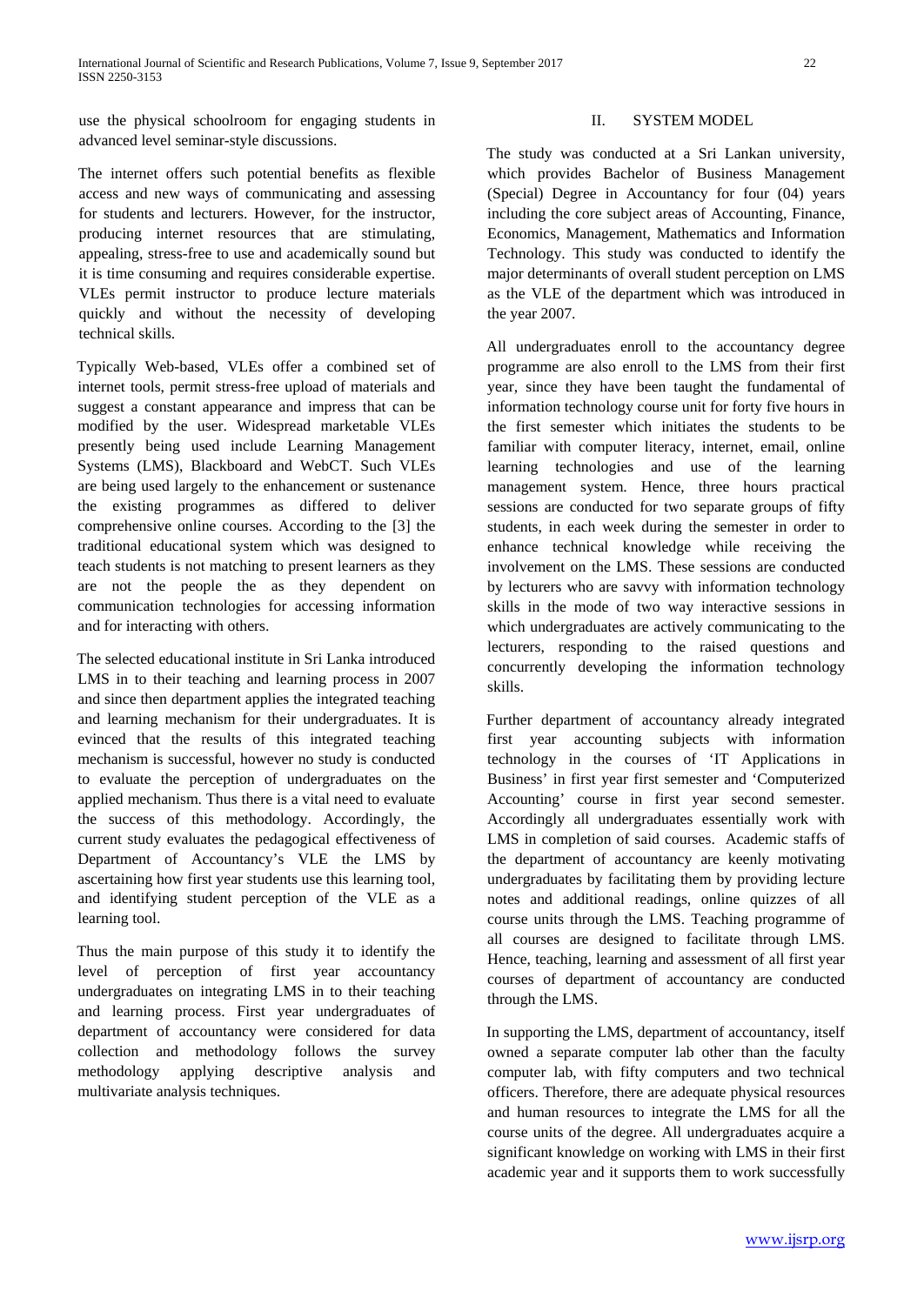use the physical schoolroom for engaging students in advanced level seminar-style discussions.

The internet offers such potential benefits as flexible access and new ways of communicating and assessing for students and lecturers. However, for the instructor, producing internet resources that are stimulating, appealing, stress-free to use and academically sound but it is time consuming and requires considerable expertise. VLEs permit instructor to produce lecture materials quickly and without the necessity of developing technical skills.

Typically Web-based, VLEs offer a combined set of internet tools, permit stress-free upload of materials and suggest a constant appearance and impress that can be modified by the user. Widespread marketable VLEs presently being used include Learning Management Systems (LMS), Blackboard and WebCT. Such VLEs are being used largely to the enhancement or sustenance the existing programmes as differed to deliver comprehensive online courses. According to the [3] the traditional educational system which was designed to teach students is not matching to present learners as they are not the people the as they dependent on communication technologies for accessing information and for interacting with others.

The selected educational institute in Sri Lanka introduced LMS in to their teaching and learning process in 2007 and since then department applies the integrated teaching and learning mechanism for their undergraduates. It is evinced that the results of this integrated teaching mechanism is successful, however no study is conducted to evaluate the perception of undergraduates on the applied mechanism. Thus there is a vital need to evaluate the success of this methodology. Accordingly, the current study evaluates the pedagogical effectiveness of Department of Accountancy's VLE the LMS by ascertaining how first year students use this learning tool, and identifying student perception of the VLE as a learning tool.

Thus the main purpose of this study it to identify the level of perception of first year accountancy undergraduates on integrating LMS in to their teaching and learning process. First year undergraduates of department of accountancy were considered for data collection and methodology follows the survey methodology applying descriptive analysis and multivariate analysis techniques.

## II. SYSTEM MODEL

The study was conducted at a Sri Lankan university, which provides Bachelor of Business Management (Special) Degree in Accountancy for four (04) years including the core subject areas of Accounting, Finance, Economics, Management, Mathematics and Information Technology. This study was conducted to identify the major determinants of overall student perception on LMS as the VLE of the department which was introduced in the year 2007.

All undergraduates enroll to the accountancy degree programme are also enroll to the LMS from their first year, since they have been taught the fundamental of information technology course unit for forty five hours in the first semester which initiates the students to be familiar with computer literacy, internet, email, online learning technologies and use of the learning management system. Hence, three hours practical sessions are conducted for two separate groups of fifty students, in each week during the semester in order to enhance technical knowledge while receiving the involvement on the LMS. These sessions are conducted by lecturers who are savvy with information technology skills in the mode of two way interactive sessions in which undergraduates are actively communicating to the lecturers, responding to the raised questions and concurrently developing the information technology skills.

Further department of accountancy already integrated first year accounting subjects with information technology in the courses of 'IT Applications in Business' in first year first semester and 'Computerized Accounting' course in first year second semester. Accordingly all undergraduates essentially work with LMS in completion of said courses. Academic staffs of the department of accountancy are keenly motivating undergraduates by facilitating them by providing lecture notes and additional readings, online quizzes of all course units through the LMS. Teaching programme of all courses are designed to facilitate through LMS. Hence, teaching, learning and assessment of all first year courses of department of accountancy are conducted through the LMS.

In supporting the LMS, department of accountancy, itself owned a separate computer lab other than the faculty computer lab, with fifty computers and two technical officers. Therefore, there are adequate physical resources and human resources to integrate the LMS for all the course units of the degree. All undergraduates acquire a significant knowledge on working with LMS in their first academic year and it supports them to work successfully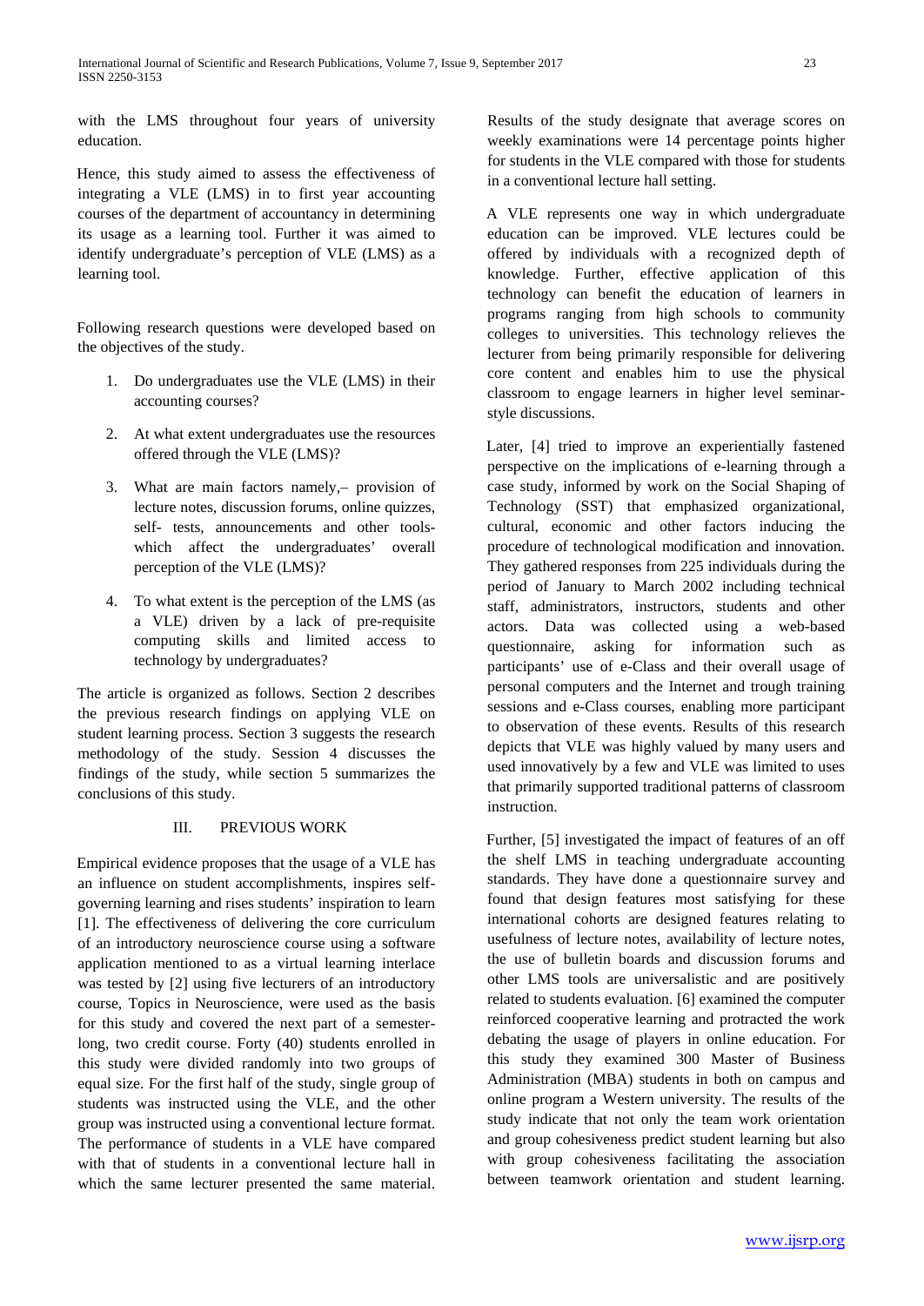with the LMS throughout four years of university education.

Hence, this study aimed to assess the effectiveness of integrating a VLE (LMS) in to first year accounting courses of the department of accountancy in determining its usage as a learning tool. Further it was aimed to identify undergraduate's perception of VLE (LMS) as a learning tool.

Following research questions were developed based on the objectives of the study.

1. Do undergraduates use the VLE (LMS) in their accounting courses?
2. At what extent undergraduates use the resources offered through the VLE (LMS)?
3. What are main factors namely,– provision of lecture notes, discussion forums, online quizzes, self- tests, announcements and other tools- which affect the undergraduates' overall perception of the VLE (LMS)?
4. To what extent is the perception of the LMS (as a VLE) driven by a lack of pre-requisite computing skills and limited access to technology by undergraduates?

The article is organized as follows. Section 2 describes the previous research findings on applying VLE on student learning process. Section 3 suggests the research methodology of the study. Session 4 discusses the findings of the study, while section 5 summarizes the conclusions of this study.

## III. PREVIOUS WORK

Empirical evidence proposes that the usage of a VLE has an influence on student accomplishments, inspires self-governing learning and rises students' inspiration to learn [1]. The effectiveness of delivering the core curriculum of an introductory neuroscience course using a software application mentioned to as a virtual learning interlace was tested by [2] using five lecturers of an introductory course, Topics in Neuroscience, were used as the basis for this study and covered the next part of a semester-long, two credit course. Forty (40) students enrolled in this study were divided randomly into two groups of equal size. For the first half of the study, single group of students was instructed using the VLE, and the other group was instructed using a conventional lecture format. The performance of students in a VLE have compared with that of students in a conventional lecture hall in which the same lecturer presented the same material. Results of the study designate that average scores on weekly examinations were 14 percentage points higher for students in the VLE compared with those for students in a conventional lecture hall setting.

A VLE represents one way in which undergraduate education can be improved. VLE lectures could be offered by individuals with a recognized depth of knowledge. Further, effective application of this technology can benefit the education of learners in programs ranging from high schools to community colleges to universities. This technology relieves the lecturer from being primarily responsible for delivering core content and enables him to use the physical classroom to engage learners in higher level seminar-style discussions.

Later, [4] tried to improve an experientially fastened perspective on the implications of e-learning through a case study, informed by work on the Social Shaping of Technology (SST) that emphasized organizational, cultural, economic and other factors inducing the procedure of technological modification and innovation. They gathered responses from 225 individuals during the period of January to March 2002 including technical staff, administrators, instructors, students and other actors. Data was collected using a web-based questionnaire, asking for information such as participants' use of e-Class and their overall usage of personal computers and the Internet and trough training sessions and e-Class courses, enabling more participant to observation of these events. Results of this research depicts that VLE was highly valued by many users and used innovatively by a few and VLE was limited to uses that primarily supported traditional patterns of classroom instruction.

Further, [5] investigated the impact of features of an off the shelf LMS in teaching undergraduate accounting standards. They have done a questionnaire survey and found that design features most satisfying for these international cohorts are designed features relating to usefulness of lecture notes, availability of lecture notes, the use of bulletin boards and discussion forums and other LMS tools are universalistic and are positively related to students evaluation. [6] examined the computer reinforced cooperative learning and protracted the work debating the usage of players in online education. For this study they examined 300 Master of Business Administration (MBA) students in both on campus and online program a Western university. The results of the study indicate that not only the team work orientation and group cohesiveness predict student learning but also with group cohesiveness facilitating the association between teamwork orientation and student learning.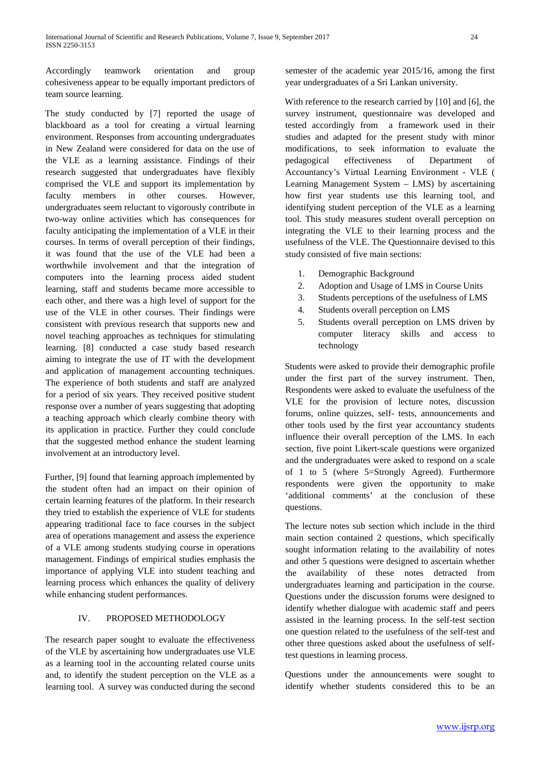Accordingly teamwork orientation and group cohesiveness appear to be equally important predictors of team source learning.

The study conducted by [7] reported the usage of blackboard as a tool for creating a virtual learning environment. Responses from accounting undergraduates in New Zealand were considered for data on the use of the VLE as a learning assistance. Findings of their research suggested that undergraduates have flexibly comprised the VLE and support its implementation by faculty members in other courses. However, undergraduates seem reluctant to vigorously contribute in two-way online activities which has consequences for faculty anticipating the implementation of a VLE in their courses. In terms of overall perception of their findings, it was found that the use of the VLE had been a worthwhile involvement and that the integration of computers into the learning process aided student learning, staff and students became more accessible to each other, and there was a high level of support for the use of the VLE in other courses. Their findings were consistent with previous research that supports new and novel teaching approaches as techniques for stimulating learning. [8] conducted a case study based research aiming to integrate the use of IT with the development and application of management accounting techniques. The experience of both students and staff are analyzed for a period of six years. They received positive student response over a number of years suggesting that adopting a teaching approach which clearly combine theory with its application in practice. Further they could conclude that the suggested method enhance the student learning involvement at an introductory level.

Further, [9] found that learning approach implemented by the student often had an impact on their opinion of certain learning features of the platform. In their research they tried to establish the experience of VLE for students appearing traditional face to face courses in the subject area of operations management and assess the experience of a VLE among students studying course in operations management. Findings of empirical studies emphasis the importance of applying VLE into student teaching and learning process which enhances the quality of delivery while enhancing student performances.

## IV. PROPOSED METHODOLOGY

The research paper sought to evaluate the effectiveness of the VLE by ascertaining how undergraduates use VLE as a learning tool in the accounting related course units and, to identify the student perception on the VLE as a learning tool. A survey was conducted during the second semester of the academic year 2015/16, among the first year undergraduates of a Sri Lankan university.

With reference to the research carried by [10] and [6], the survey instrument, questionnaire was developed and tested accordingly from a framework used in their studies and adapted for the present study with minor modifications, to seek information to evaluate the pedagogical effectiveness of Department of Accountancy's Virtual Learning Environment - VLE ( Learning Management System – LMS) by ascertaining how first year students use this learning tool, and identifying student perception of the VLE as a learning tool. This study measures student overall perception on integrating the VLE to their learning process and the usefulness of the VLE. The Questionnaire devised to this study consisted of five main sections:

1. Demographic Background
2. Adoption and Usage of LMS in Course Units
3. Students perceptions of the usefulness of LMS
4. Students overall perception on LMS
5. Students overall perception on LMS driven by computer literacy skills and access to technology

Students were asked to provide their demographic profile under the first part of the survey instrument. Then, Respondents were asked to evaluate the usefulness of the VLE for the provision of lecture notes, discussion forums, online quizzes, self- tests, announcements and other tools used by the first year accountancy students influence their overall perception of the LMS. In each section, five point Likert-scale questions were organized and the undergraduates were asked to respond on a scale of 1 to 5 (where 5=Strongly Agreed). Furthermore respondents were given the opportunity to make 'additional comments' at the conclusion of these questions.

The lecture notes sub section which include in the third main section contained 2 questions, which specifically sought information relating to the availability of notes and other 5 questions were designed to ascertain whether the availability of these notes detracted from undergraduates learning and participation in the course. Questions under the discussion forums were designed to identify whether dialogue with academic staff and peers assisted in the learning process. In the self-test section one question related to the usefulness of the self-test and other three questions asked about the usefulness of self-test questions in learning process.

Questions under the announcements were sought to identify whether students considered this to be an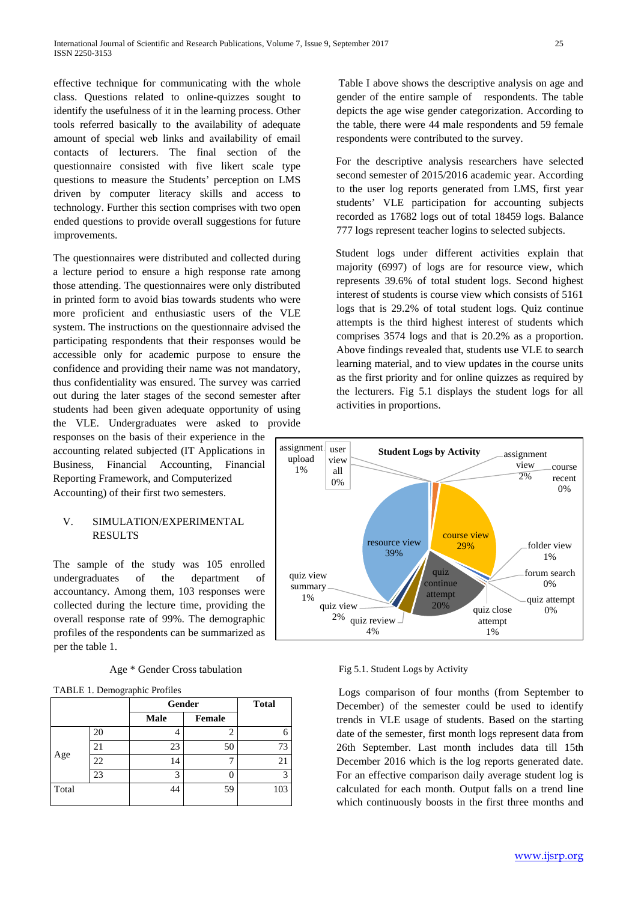effective technique for communicating with the whole class. Questions related to online-quizzes sought to identify the usefulness of it in the learning process. Other tools referred basically to the availability of adequate amount of special web links and availability of email contacts of lecturers. The final section of the questionnaire consisted with five likert scale type questions to measure the Students' perception on LMS driven by computer literacy skills and access to technology. Further this section comprises with two open ended questions to provide overall suggestions for future improvements.

The questionnaires were distributed and collected during a lecture period to ensure a high response rate among those attending. The questionnaires were only distributed in printed form to avoid bias towards students who were more proficient and enthusiastic users of the VLE system. The instructions on the questionnaire advised the participating respondents that their responses would be accessible only for academic purpose to ensure the confidence and providing their name was not mandatory, thus confidentiality was ensured. The survey was carried out during the later stages of the second semester after students had been given adequate opportunity of using the VLE. Undergraduates were asked to provide responses on the basis of their experience in the accounting related subjected (IT Applications in Business, Financial Accounting, Financial Reporting Framework, and Computerized Accounting) of their first two semesters.

## V. SIMULATION/EXPERIMENTAL RESULTS

The sample of the study was 105 enrolled undergraduates of the department of accountancy. Among them, 103 responses were collected during the lecture time, providing the overall response rate of 99%. The demographic profiles of the respondents can be summarized as per the table 1.

Age * Gender Cross tabulation

TABLE 1. Demographic Profiles

| | | Gender | | Total |
|---|---|---|---|---|
| | | Male | Female | |
| Age | 20 | 4 | 2 | 6 |
| | 21 | 23 | 50 | 73 |
| | 22 | 14 | 7 | 21 |
| | 23 | 3 | 0 | 3 |
| Total | | 44 | 59 | 103 |

Table I above shows the descriptive analysis on age and gender of the entire sample of respondents. The table depicts the age wise gender categorization. According to the table, there were 44 male respondents and 59 female respondents were contributed to the survey.

For the descriptive analysis researchers have selected second semester of 2015/2016 academic year. According to the user log reports generated from LMS, first year students' VLE participation for accounting subjects recorded as 17682 logs out of total 18459 logs. Balance 777 logs represent teacher logins to selected subjects.

Student logs under different activities explain that majority (6997) of logs are for resource view, which represents 39.6% of total student logs. Second highest interest of students is course view which consists of 5161 logs that is 29.2% of total student logs. Quiz continue attempts is the third highest interest of students which comprises 3574 logs and that is 20.2% as a proportion. Above findings revealed that, students use VLE to search learning material, and to view updates in the course units as the first priority and for online quizzes as required by the lecturers. Fig 5.1 displays the student logs for all activities in proportions.

Student Logs by Activity

| Activity | Proportion |
|---|---|
| assignment upload | 1% |
| user view all | 0% |
| assignment view | 2% |
| course recent | 0% |
| course view | 29% |
| folder view | 1% |
| forum search | 0% |
| quiz attempt | 0% |
| quiz close attempt | 1% |
| quiz continue attempt | 20% |
| quiz review | 4% |
| quiz view | 2% |
| quiz view summary | 1% |
| resource view | 39% |

Fig 5.1. Student Logs by Activity

Logs comparison of four months (from September to December) of the semester could be used to identify trends in VLE usage of students. Based on the starting date of the semester, first month logs represent data from 26th September. Last month includes data till 15th December 2016 which is the log reports generated date. For an effective comparison daily average student log is calculated for each month. Output falls on a trend line which continuously boosts in the first three months and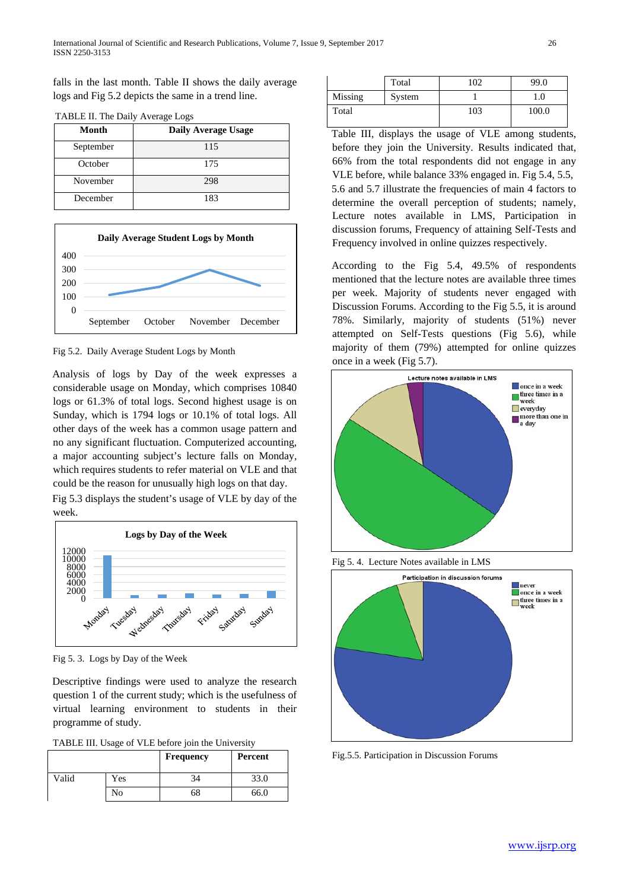falls in the last month. Table II shows the daily average logs and Fig 5.2 depicts the same in a trend line.

TABLE II. The Daily Average Logs

| Month | Daily Average Usage |
|---|---|
| September | 115 |
| October | 175 |
| November | 298 |
| December | 183 |

Fig 5.2. Daily Average Student Logs by Month

Analysis of logs by Day of the week expresses a considerable usage on Monday, which comprises 10840 logs or 61.3% of total logs. Second highest usage is on Sunday, which is 1794 logs or 10.1% of total logs. All other days of the week has a common usage pattern and no any significant fluctuation. Computerized accounting, a major accounting subject's lecture falls on Monday, which requires students to refer material on VLE and that could be the reason for unusually high logs on that day.

Fig 5.3 displays the student's usage of VLE by day of the week.

Fig 5. 3. Logs by Day of the Week

Descriptive findings were used to analyze the research question 1 of the current study; which is the usefulness of virtual learning environment to students in their programme of study.

TABLE III. Usage of VLE before join the University

| | | Frequency | Percent |
|---|---|---|---|
| Valid | Yes | 34 | 33.0 |
| | No | 68 | 66.0 |
| | Total | 102 | 99.0 |
| Missing | System | 1 | 1.0 |
| Total | | 103 | 100.0 |

Table III, displays the usage of VLE among students, before they join the University. Results indicated that, 66% from the total respondents did not engage in any VLE before, while balance 33% engaged in. Fig 5.4, 5.5, 5.6 and 5.7 illustrate the frequencies of main 4 factors to determine the overall perception of students; namely, Lecture notes available in LMS, Participation in discussion forums, Frequency of attaining Self-Tests and Frequency involved in online quizzes respectively.

According to the Fig 5.4, 49.5% of respondents mentioned that the lecture notes are available three times per week. Majority of students never engaged with Discussion Forums. According to the Fig 5.5, it is around 78%. Similarly, majority of students (51%) never attempted on Self-Tests questions (Fig 5.6), while majority of them (79%) attempted for online quizzes once in a week (Fig 5.7).

Fig 5. 4. Lecture Notes available in LMS

Fig.5.5. Participation in Discussion Forums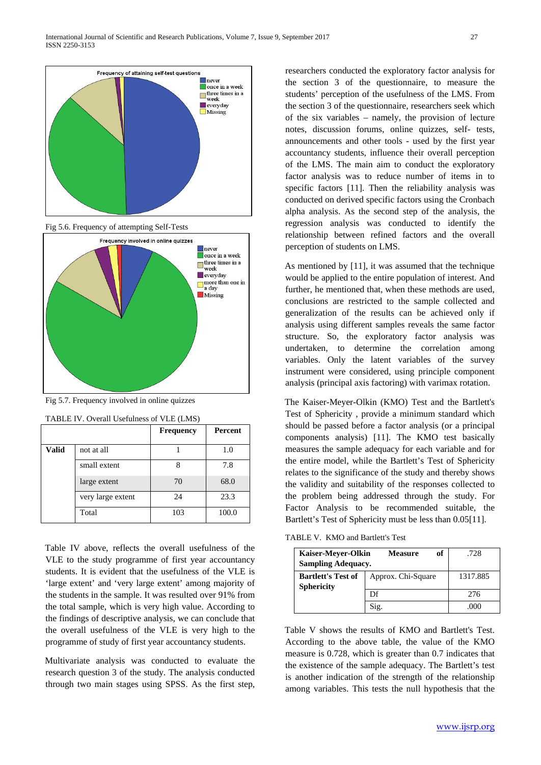Fig 5.6. Frequency of attempting Self-Tests

Fig 5.7. Frequency involved in online quizzes

TABLE IV. Overall Usefulness of VLE (LMS)

| | | Frequency | Percent |
|---|---|---|---|
| **Valid** | not at all | 1 | 1.0 |
| | small extent | 8 | 7.8 |
| | large extent | 70 | 68.0 |
| | very large extent | 24 | 23.3 |
| | Total | 103 | 100.0 |

Table IV above, reflects the overall usefulness of the VLE to the study programme of first year accountancy students. It is evident that the usefulness of the VLE is 'large extent' and 'very large extent' among majority of the students in the sample. It was resulted over 91% from the total sample, which is very high value. According to the findings of descriptive analysis, we can conclude that the overall usefulness of the VLE is very high to the programme of study of first year accountancy students.

Multivariate analysis was conducted to evaluate the research question 3 of the study. The analysis conducted through two main stages using SPSS. As the first step, researchers conducted the exploratory factor analysis for the section 3 of the questionnaire, to measure the students' perception of the usefulness of the LMS. From the section 3 of the questionnaire, researchers seek which of the six variables – namely, the provision of lecture notes, discussion forums, online quizzes, self- tests, announcements and other tools - used by the first year accountancy students, influence their overall perception of the LMS. The main aim to conduct the exploratory factor analysis was to reduce number of items in to specific factors [11]. Then the reliability analysis was conducted on derived specific factors using the Cronbach alpha analysis. As the second step of the analysis, the regression analysis was conducted to identify the relationship between refined factors and the overall perception of students on LMS.

As mentioned by [11], it was assumed that the technique would be applied to the entire population of interest. And further, he mentioned that, when these methods are used, conclusions are restricted to the sample collected and generalization of the results can be achieved only if analysis using different samples reveals the same factor structure. So, the exploratory factor analysis was undertaken, to determine the correlation among variables. Only the latent variables of the survey instrument were considered, using principle component analysis (principal axis factoring) with varimax rotation.

The Kaiser-Meyer-Olkin (KMO) Test and the Bartlett's Test of Sphericity , provide a minimum standard which should be passed before a factor analysis (or a principal components analysis) [11]. The KMO test basically measures the sample adequacy for each variable and for the entire model, while the Bartlett's Test of Sphericity relates to the significance of the study and thereby shows the validity and suitability of the responses collected to the problem being addressed through the study. For Factor Analysis to be recommended suitable, the Bartlett's Test of Sphericity must be less than 0.05[11].

TABLE V. KMO and Bartlett's Test

| | | |
|---|---|---|
| **Kaiser-Meyer-Olkin Measure of Sampling Adequacy.** | | .728 |
| **Bartlett's Test of Sphericity** | Approx. Chi-Square | 1317.885 |
| | Df | 276 |
| | Sig. | .000 |

Table V shows the results of KMO and Bartlett's Test. According to the above table, the value of the KMO measure is 0.728, which is greater than 0.7 indicates that the existence of the sample adequacy. The Bartlett's test is another indication of the strength of the relationship among variables. This tests the null hypothesis that the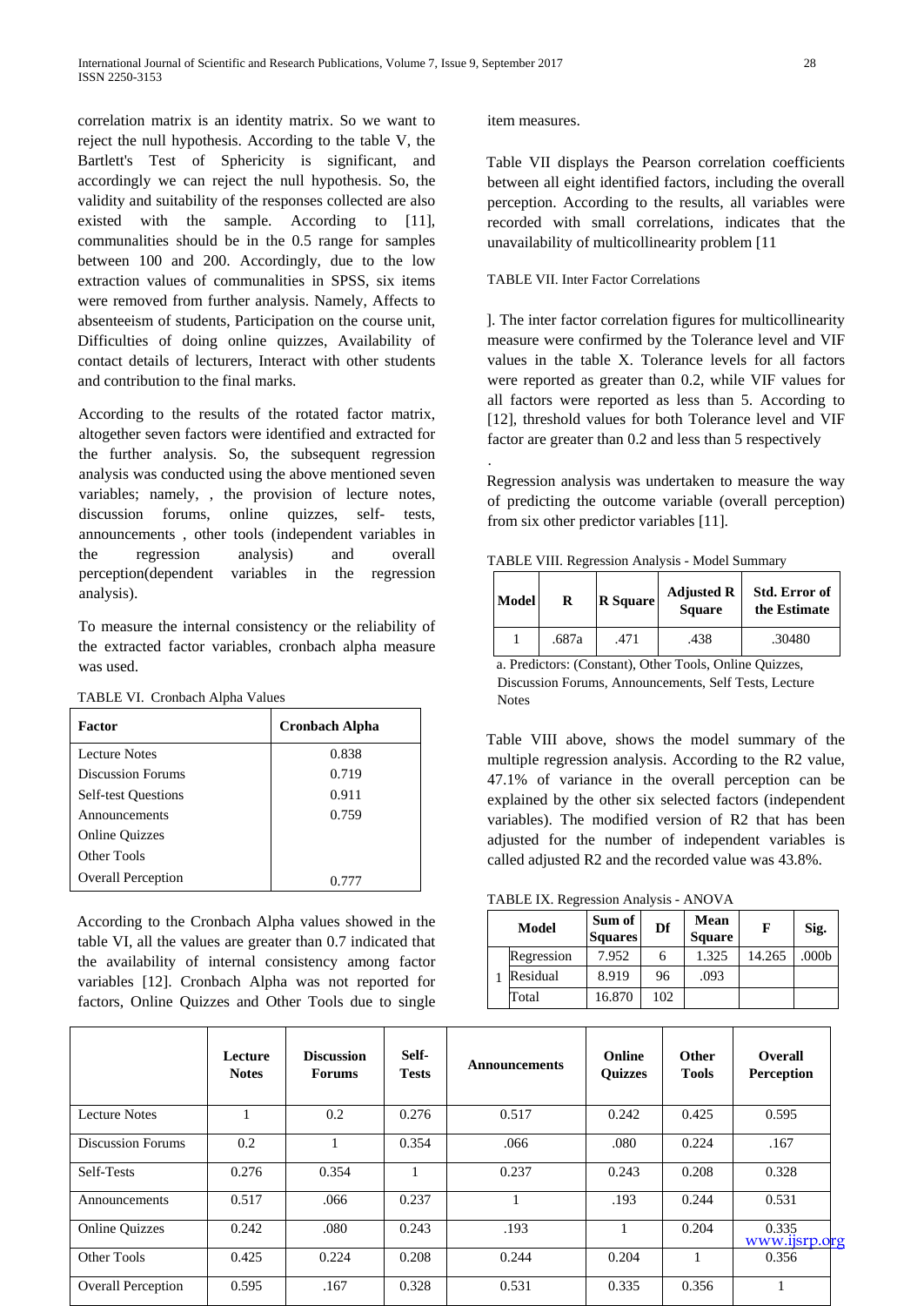correlation matrix is an identity matrix. So we want to reject the null hypothesis. According to the table V, the Bartlett's Test of Sphericity is significant, and accordingly we can reject the null hypothesis. So, the validity and suitability of the responses collected are also existed with the sample. According to [11], communalities should be in the 0.5 range for samples between 100 and 200. Accordingly, due to the low extraction values of communalities in SPSS, six items were removed from further analysis. Namely, Affects to absenteeism of students, Participation on the course unit, Difficulties of doing online quizzes, Availability of contact details of lecturers, Interact with other students and contribution to the final marks.

According to the results of the rotated factor matrix, altogether seven factors were identified and extracted for the further analysis. So, the subsequent regression analysis was conducted using the above mentioned seven variables; namely, , the provision of lecture notes, discussion forums, online quizzes, self- tests, announcements , other tools (independent variables in the regression analysis) and overall perception(dependent variables in the regression analysis).

To measure the internal consistency or the reliability of the extracted factor variables, cronbach alpha measure was used.

TABLE VI. Cronbach Alpha Values

| Factor | Cronbach Alpha |
|---|---|
| Lecture Notes | 0.838 |
| Discussion Forums | 0.719 |
| Self-test Questions | 0.911 |
| Announcements | 0.759 |
| Online Quizzes | |
| Other Tools | |
| Overall Perception | 0.777 |

According to the Cronbach Alpha values showed in the table VI, all the values are greater than 0.7 indicated that the availability of internal consistency among factor variables [12]. Cronbach Alpha was not reported for factors, Online Quizzes and Other Tools due to single item measures.

Table VII displays the Pearson correlation coefficients between all eight identified factors, including the overall perception. According to the results, all variables were recorded with small correlations, indicates that the unavailability of multicollinearity problem [11

TABLE VII. Inter Factor Correlations

| | Lecture Notes | Discussion Forums | Self-Tests | Announcements | Online Quizzes | Other Tools | Overall Perception |
|---|---|---|---|---|---|---|---|
| Lecture Notes | 1 | 0.2 | 0.276 | 0.517 | 0.242 | 0.425 | 0.595 |
| Discussion Forums | 0.2 | 1 | 0.354 | .066 | .080 | 0.224 | .167 |
| Self-Tests | 0.276 | 0.354 | 1 | 0.237 | 0.243 | 0.208 | 0.328 |
| Announcements | 0.517 | .066 | 0.237 | 1 | .193 | 0.244 | 0.531 |
| Online Quizzes | 0.242 | .080 | 0.243 | .193 | 1 | 0.204 | 0.335 |
| Other Tools | 0.425 | 0.224 | 0.208 | 0.244 | 0.204 | 1 | 0.356 |
| Overall Perception | 0.595 | .167 | 0.328 | 0.531 | 0.335 | 0.356 | 1 |

]. The inter factor correlation figures for multicollinearity measure were confirmed by the Tolerance level and VIF values in the table X. Tolerance levels for all factors were reported as greater than 0.2, while VIF values for all factors were reported as less than 5. According to [12], threshold values for both Tolerance level and VIF factor are greater than 0.2 and less than 5 respectively

.

Regression analysis was undertaken to measure the way of predicting the outcome variable (overall perception) from six other predictor variables [11].

TABLE VIII. Regression Analysis - Model Summary

| Model | R | R Square | Adjusted R Square | Std. Error of the Estimate |
|---|---|---|---|---|
| 1 | .687a | .471 | .438 | .30480 |

a. Predictors: (Constant), Other Tools, Online Quizzes, Discussion Forums, Announcements, Self Tests, Lecture Notes

Table VIII above, shows the model summary of the multiple regression analysis. According to the R2 value, 47.1% of variance in the overall perception can be explained by the other six selected factors (independent variables). The modified version of R2 that has been adjusted for the number of independent variables is called adjusted R2 and the recorded value was 43.8%.

TABLE IX. Regression Analysis - ANOVA

| Model | | Sum of Squares | Df | Mean Square | F | Sig. |
|---|---|---|---|---|---|---|
| 1 | Regression | 7.952 | 6 | 1.325 | 14.265 | .000b |
| | Residual | 8.919 | 96 | .093 | | |
| | Total | 16.870 | 102 | | | |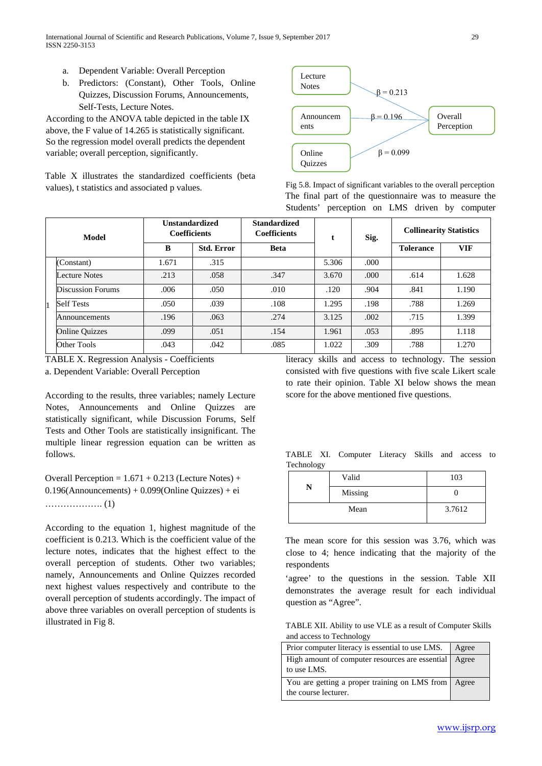a. Dependent Variable: Overall Perception
b. Predictors: (Constant), Other Tools, Online Quizzes, Discussion Forums, Announcements, Self-Tests, Lecture Notes.

According to the ANOVA table depicted in the table IX above, the F value of 14.265 is statistically significant. So the regression model overall predicts the dependent variable; overall perception, significantly.

Table X illustrates the standardized coefficients (beta values), t statistics and associated p values.

| Model | | Unstandardized Coefficients | | Standardized Coefficients | t | Sig. | Collinearity Statistics | |
|---|---|---|---|---|---|---|---|---|
| | | B | Std. Error | Beta | | | Tolerance | VIF |
| 1 | (Constant) | 1.671 | .315 | | 5.306 | .000 | | |
| | Lecture Notes | .213 | .058 | .347 | 3.670 | .000 | .614 | 1.628 |
| | Discussion Forums | .006 | .050 | .010 | .120 | .904 | .841 | 1.190 |
| | Self Tests | .050 | .039 | .108 | 1.295 | .198 | .788 | 1.269 |
| | Announcements | .196 | .063 | .274 | 3.125 | .002 | .715 | 1.399 |
| | Online Quizzes | .099 | .051 | .154 | 1.961 | .053 | .895 | 1.118 |
| | Other Tools | .043 | .042 | .085 | 1.022 | .309 | .788 | 1.270 |

TABLE X. Regression Analysis - Coefficients

a. Dependent Variable: Overall Perception

According to the results, three variables; namely Lecture Notes, Announcements and Online Quizzes are statistically significant, while Discussion Forums, Self Tests and Other Tools are statistically insignificant. The multiple linear regression equation can be written as follows.

Overall Perception = 1.671 + 0.213 (Lecture Notes) + 0.196(Announcements) + 0.099(Online Quizzes) + ei ………………. (1)

According to the equation 1, highest magnitude of the coefficient is 0.213. Which is the coefficient value of the lecture notes, indicates that the highest effect to the overall perception of students. Other two variables; namely, Announcements and Online Quizzes recorded next highest values respectively and contribute to the overall perception of students accordingly. The impact of above three variables on overall perception of students is illustrated in Fig 8.

Lecture Notes → ($\beta = 0.213$) → Overall Perception
Announcements → ($\beta = 0.196$) → Overall Perception
Online Quizzes → ($\beta = 0.099$) → Overall Perception

Fig 5.8. Impact of significant variables to the overall perception

The final part of the questionnaire was to measure the Students' perception on LMS driven by computer literacy skills and access to technology. The session consisted with five questions with five scale Likert scale to rate their opinion. Table XI below shows the mean score for the above mentioned five questions.

TABLE XI. Computer Literacy Skills and access to Technology

| | | |
|---|---|---|
| N | Valid | 103 |
| | Missing | 0 |
| Mean | | 3.7612 |

The mean score for this session was 3.76, which was close to 4; hence indicating that the majority of the respondents

'agree' to the questions in the session. Table XII demonstrates the average result for each individual question as "Agree".

TABLE XII. Ability to use VLE as a result of Computer Skills and access to Technology

| | |
|---|---|
| Prior computer literacy is essential to use LMS. | Agree |
| High amount of computer resources are essential to use LMS. | Agree |
| You are getting a proper training on LMS from the course lecturer. | Agree |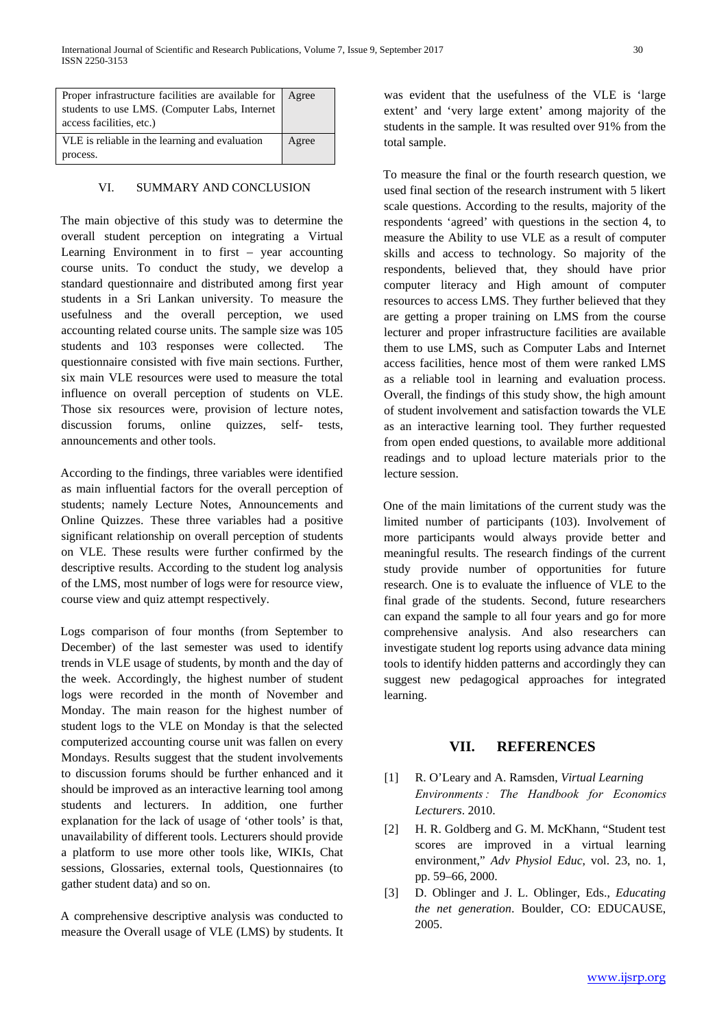| | |
|---|---|
| Proper infrastructure facilities are available for students to use LMS. (Computer Labs, Internet access facilities, etc.) | Agree |
| VLE is reliable in the learning and evaluation process. | Agree |

## VI. SUMMARY AND CONCLUSION

The main objective of this study was to determine the overall student perception on integrating a Virtual Learning Environment in to first – year accounting course units. To conduct the study, we develop a standard questionnaire and distributed among first year students in a Sri Lankan university. To measure the usefulness and the overall perception, we used accounting related course units. The sample size was 105 students and 103 responses were collected. The questionnaire consisted with five main sections. Further, six main VLE resources were used to measure the total influence on overall perception of students on VLE. Those six resources were, provision of lecture notes, discussion forums, online quizzes, self- tests, announcements and other tools.

According to the findings, three variables were identified as main influential factors for the overall perception of students; namely Lecture Notes, Announcements and Online Quizzes. These three variables had a positive significant relationship on overall perception of students on VLE. These results were further confirmed by the descriptive results. According to the student log analysis of the LMS, most number of logs were for resource view, course view and quiz attempt respectively.

Logs comparison of four months (from September to December) of the last semester was used to identify trends in VLE usage of students, by month and the day of the week. Accordingly, the highest number of student logs were recorded in the month of November and Monday. The main reason for the highest number of student logs to the VLE on Monday is that the selected computerized accounting course unit was fallen on every Mondays. Results suggest that the student involvements to discussion forums should be further enhanced and it should be improved as an interactive learning tool among students and lecturers. In addition, one further explanation for the lack of usage of 'other tools' is that, unavailability of different tools. Lecturers should provide a platform to use more other tools like, WIKIs, Chat sessions, Glossaries, external tools, Questionnaires (to gather student data) and so on.

A comprehensive descriptive analysis was conducted to measure the Overall usage of VLE (LMS) by students. It was evident that the usefulness of the VLE is 'large extent' and 'very large extent' among majority of the students in the sample. It was resulted over 91% from the total sample.

To measure the final or the fourth research question, we used final section of the research instrument with 5 likert scale questions. According to the results, majority of the respondents 'agreed' with questions in the section 4, to measure the Ability to use VLE as a result of computer skills and access to technology. So majority of the respondents, believed that, they should have prior computer literacy and High amount of computer resources to access LMS. They further believed that they are getting a proper training on LMS from the course lecturer and proper infrastructure facilities are available them to use LMS, such as Computer Labs and Internet access facilities, hence most of them were ranked LMS as a reliable tool in learning and evaluation process. Overall, the findings of this study show, the high amount of student involvement and satisfaction towards the VLE as an interactive learning tool. They further requested from open ended questions, to available more additional readings and to upload lecture materials prior to the lecture session.

One of the main limitations of the current study was the limited number of participants (103). Involvement of more participants would always provide better and meaningful results. The research findings of the current study provide number of opportunities for future research. One is to evaluate the influence of VLE to the final grade of the students. Second, future researchers can expand the sample to all four years and go for more comprehensive analysis. And also researchers can investigate student log reports using advance data mining tools to identify hidden patterns and accordingly they can suggest new pedagogical approaches for integrated learning.

## VII. REFERENCES

[1] R. O'Leary and A. Ramsden, *Virtual Learning Environments : The Handbook for Economics Lecturers*. 2010.

[2] H. R. Goldberg and G. M. McKhann, "Student test scores are improved in a virtual learning environment," *Adv Physiol Educ*, vol. 23, no. 1, pp. 59–66, 2000.

[3] D. Oblinger and J. L. Oblinger, Eds., *Educating the net generation*. Boulder, CO: EDUCAUSE, 2005.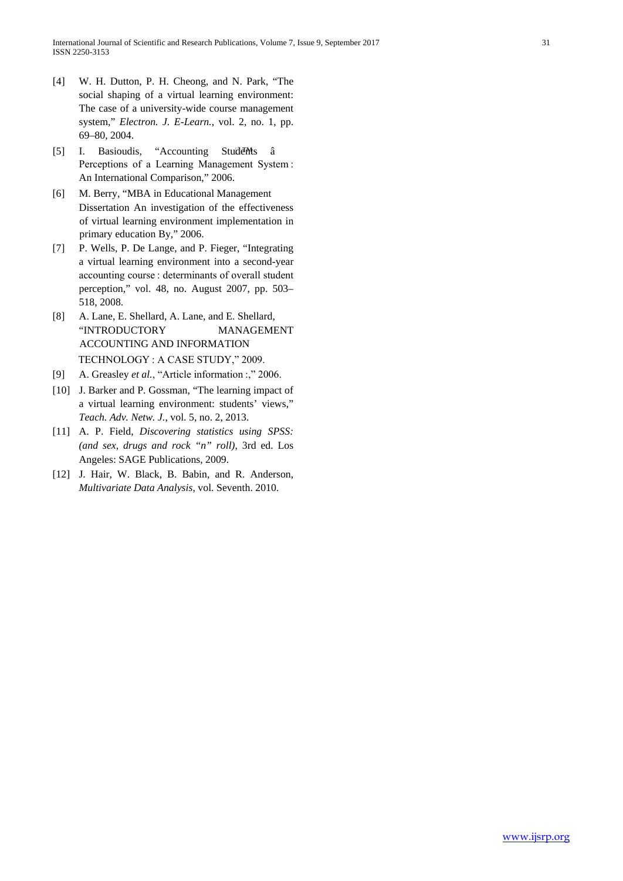[4] W. H. Dutton, P. H. Cheong, and N. Park, "The social shaping of a virtual learning environment: The case of a university-wide course management system," *Electron. J. E-Learn.*, vol. 2, no. 1, pp. 69–80, 2004.

[5] I. Basioudis, "Accounting Studentsâ€™ Perceptions of a Learning Management System : An International Comparison," 2006.

[6] M. Berry, "MBA in Educational Management Dissertation An investigation of the effectiveness of virtual learning environment implementation in primary education By," 2006.

[7] P. Wells, P. De Lange, and P. Fieger, "Integrating a virtual learning environment into a second-year accounting course : determinants of overall student perception," vol. 48, no. August 2007, pp. 503–518, 2008.

[8] A. Lane, E. Shellard, A. Lane, and E. Shellard, "INTRODUCTORY MANAGEMENT ACCOUNTING AND INFORMATION TECHNOLOGY : A CASE STUDY," 2009.

[9] A. Greasley *et al.*, "Article information :," 2006.

[10] J. Barker and P. Gossman, "The learning impact of a virtual learning environment: students' views," *Teach. Adv. Netw. J.*, vol. 5, no. 2, 2013.

[11] A. P. Field, *Discovering statistics using SPSS: (and sex, drugs and rock "n" roll)*, 3rd ed. Los Angeles: SAGE Publications, 2009.

[12] J. Hair, W. Black, B. Babin, and R. Anderson, *Multivariate Data Analysis*, vol. Seventh. 2010.